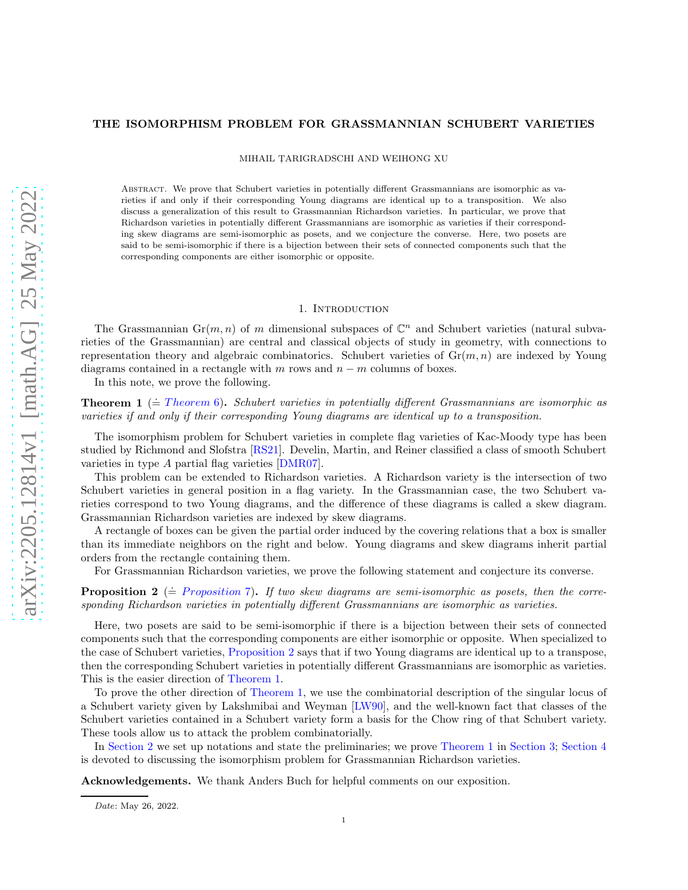# THE ISOMORPHISM PROBLEM FOR GRASSMANNIAN SCHUBERT VARIETIES

MIHAIL ȚARIGRADSCHI AND WEIHONG XU

Abstract. We prove that Schubert varieties in potentially different Grassmannians are isomorphic as varieties if and only if their corresponding Young diagrams are identical up to a transposition. We also discuss a generalization of this result to Grassmannian Richardson varieties. In particular, we prove that Richardson varieties in potentially different Grassmannians are isomorphic as varieties if their corresponding skew diagrams are semi-isomorphic as posets, and we conjecture the converse. Here, two posets are said to be semi-isomorphic if there is a bijection between their sets of connected components such that the corresponding components are either isomorphic or opposite.

## 1. Introduction

The Grassmannian $\mathrm{Gr}(m, n)$ of $m$ dimensional subspaces of $\mathbb{C}^n$ and Schubert varieties (natural subvarieties of the Grassmannian) are central and classical objects of study in geometry, with connections to representation theory and algebraic combinatorics. Schubert varieties of $\mathrm{Gr}(m, n)$ are indexed by Young diagrams contained in a rectangle with $m$ rows and $n - m$ columns of boxes.

In this note, we prove the following.

**Theorem 1** ($\doteq$ *Theorem 6*). *Schubert varieties in potentially different Grassmannians are isomorphic as varieties if and only if their corresponding Young diagrams are identical up to a transposition.*

The isomorphism problem for Schubert varieties in complete flag varieties of Kac-Moody type has been studied by Richmond and Slofstra [RS21]. Develin, Martin, and Reiner classified a class of smooth Schubert varieties in type $A$ partial flag varieties [DMR07].

This problem can be extended to Richardson varieties. A Richardson variety is the intersection of two Schubert varieties in general position in a flag variety. In the Grassmannian case, the two Schubert varieties correspond to two Young diagrams, and the difference of these diagrams is called a skew diagram. Grassmannian Richardson varieties are indexed by skew diagrams.

A rectangle of boxes can be given the partial order induced by the covering relations that a box is smaller than its immediate neighbors on the right and below. Young diagrams and skew diagrams inherit partial orders from the rectangle containing them.

For Grassmannian Richardson varieties, we prove the following statement and conjecture its converse.

**Proposition 2** ($\doteq$ *Proposition 7*). *If two skew diagrams are semi-isomorphic as posets, then the corresponding Richardson varieties in potentially different Grassmannians are isomorphic as varieties.*

Here, two posets are said to be semi-isomorphic if there is a bijection between their sets of connected components such that the corresponding components are either isomorphic or opposite. When specialized to the case of Schubert varieties, Proposition 2 says that if two Young diagrams are identical up to a transpose, then the corresponding Schubert varieties in potentially different Grassmannians are isomorphic as varieties. This is the easier direction of Theorem 1.

To prove the other direction of Theorem 1, we use the combinatorial description of the singular locus of a Schubert variety given by Lakshmibai and Weyman [LW90], and the well-known fact that classes of the Schubert varieties contained in a Schubert variety form a basis for the Chow ring of that Schubert variety. These tools allow us to attack the problem combinatorially.

In Section 2 we set up notations and state the preliminaries; we prove Theorem 1 in Section 3; Section 4 is devoted to discussing the isomorphism problem for Grassmannian Richardson varieties.

**Acknowledgements.** We thank Anders Buch for helpful comments on our exposition.

*Date*: May 26, 2022.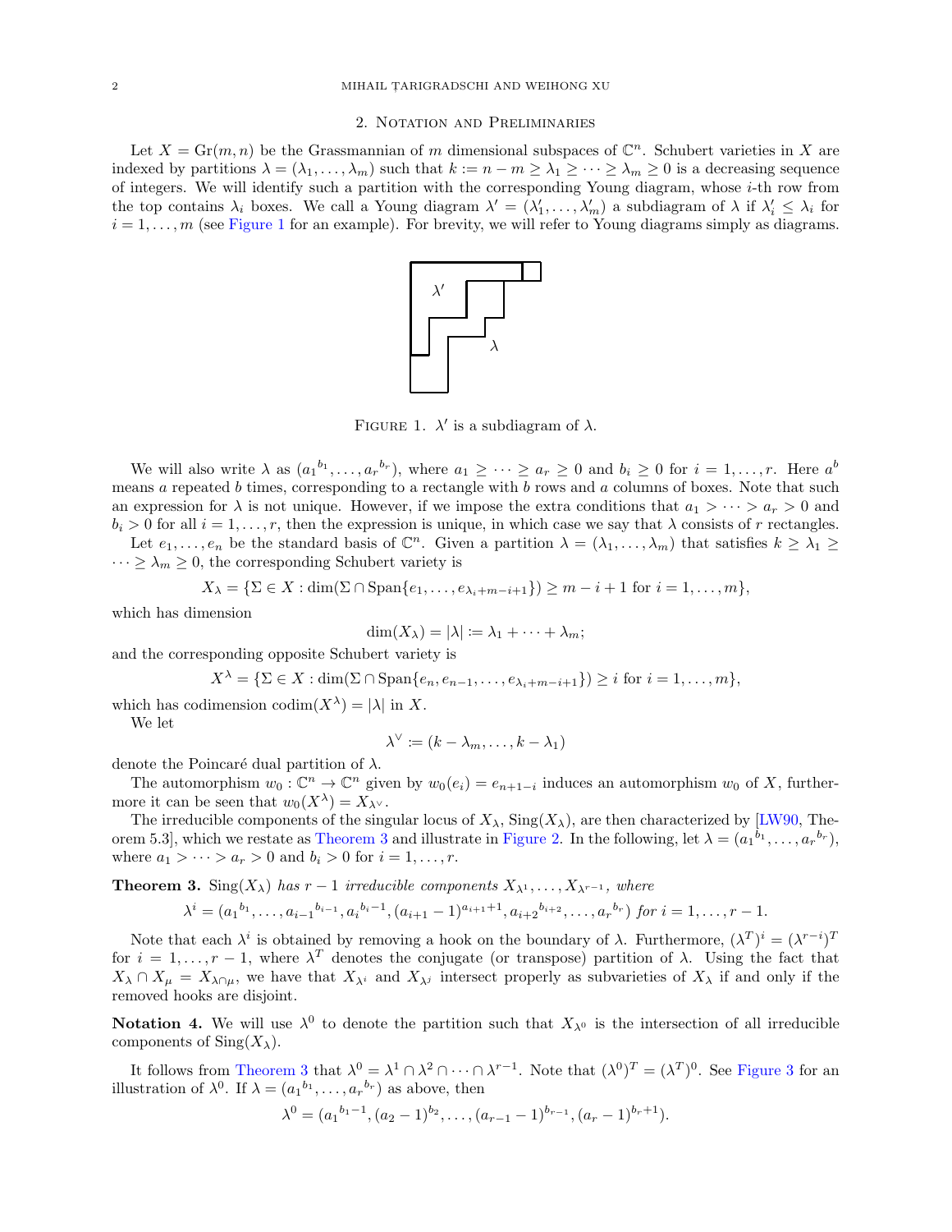## 2. Notation and Preliminaries

Let $X = \mathrm{Gr}(m, n)$ be the Grassmannian of $m$ dimensional subspaces of $\mathbb{C}^n$. Schubert varieties in $X$ are indexed by partitions $\lambda = (\lambda_1, \dots, \lambda_m)$ such that $k := n - m \geq \lambda_1 \geq \cdots \geq \lambda_m \geq 0$ is a decreasing sequence of integers. We will identify such a partition with the corresponding Young diagram, whose $i$-th row from the top contains $\lambda_i$ boxes. We call a Young diagram $\lambda' = (\lambda'_1, \dots, \lambda'_m)$ a subdiagram of $\lambda$ if $\lambda'_i \leq \lambda_i$ for $i = 1, \dots, m$ (see Figure 1 for an example). For brevity, we will refer to Young diagrams simply as diagrams.

Figure 1. $\lambda'$ is a subdiagram of $\lambda$.

We will also write $\lambda$ as $({a_1}^{b_1}, \dots, {a_r}^{b_r})$, where $a_1 \geq \cdots \geq a_r \geq 0$ and $b_i \geq 0$ for $i = 1, \dots, r$. Here $a^b$ means $a$ repeated $b$ times, corresponding to a rectangle with $b$ rows and $a$ columns of boxes. Note that such an expression for $\lambda$ is not unique. However, if we impose the extra conditions that $a_1 > \cdots > a_r > 0$ and $b_i > 0$ for all $i = 1, \dots, r$, then the expression is unique, in which case we say that $\lambda$ consists of $r$ rectangles.

Let $e_1, \dots, e_n$ be the standard basis of $\mathbb{C}^n$. Given a partition $\lambda = (\lambda_1, \dots, \lambda_m)$ that satisfies $k \geq \lambda_1 \geq \cdots \geq \lambda_m \geq 0$, the corresponding Schubert variety is

$$X_\lambda = \{\Sigma \in X : \dim(\Sigma \cap \mathrm{Span}\{e_1, \dots, e_{\lambda_i + m - i + 1}\}) \geq m - i + 1 \text{ for } i = 1, \dots, m\},$$

which has dimension

$$\dim(X_\lambda) = |\lambda| := \lambda_1 + \cdots + \lambda_m;$$

and the corresponding opposite Schubert variety is

$$X^\lambda = \{\Sigma \in X : \dim(\Sigma \cap \mathrm{Span}\{e_n, e_{n-1}, \dots, e_{\lambda_i + m - i + 1}\}) \geq i \text{ for } i = 1, \dots, m\},$$

which has codimension $\mathrm{codim}(X^\lambda) = |\lambda|$ in $X$.

We let

$$\lambda^\vee := (k - \lambda_m, \dots, k - \lambda_1)$$

denote the Poincaré dual partition of $\lambda$.

The automorphism $w_0 : \mathbb{C}^n \to \mathbb{C}^n$ given by $w_0(e_i) = e_{n+1-i}$ induces an automorphism $w_0$ of $X$, furthermore it can be seen that $w_0(X^\lambda) = X_{\lambda^\vee}$.

The irreducible components of the singular locus of $X_\lambda$, $\mathrm{Sing}(X_\lambda)$, are then characterized by [LW90, Theorem 5.3], which we restate as Theorem 3 and illustrate in Figure 2. In the following, let $\lambda = ({a_1}^{b_1}, \dots, {a_r}^{b_r})$, where $a_1 > \cdots > a_r > 0$ and $b_i > 0$ for $i = 1, \dots, r$.

**Theorem 3.** *$\mathrm{Sing}(X_\lambda)$ has $r - 1$ irreducible components $X_{\lambda^1}, \dots, X_{\lambda^{r-1}}$, where*

$$\lambda^i = ({a_1}^{b_1}, \dots, {a_{i-1}}^{b_{i-1}}, {a_i}^{b_i - 1}, (a_{i+1} - 1)^{a_{i+1}+1}, {a_{i+2}}^{b_{i+2}}, \dots, {a_r}^{b_r}) \text{ for } i = 1, \dots, r - 1.$$

Note that each $\lambda^i$ is obtained by removing a hook on the boundary of $\lambda$. Furthermore, $(\lambda^T)^i = (\lambda^{r-i})^T$ for $i = 1, \dots, r - 1$, where $\lambda^T$ denotes the conjugate (or transpose) partition of $\lambda$. Using the fact that $X_\lambda \cap X_\mu = X_{\lambda \cap \mu}$, we have that $X_{\lambda^i}$ and $X_{\lambda^j}$ intersect properly as subvarieties of $X_\lambda$ if and only if the removed hooks are disjoint.

**Notation 4.** We will use $\lambda^0$ to denote the partition such that $X_{\lambda^0}$ is the intersection of all irreducible components of $\mathrm{Sing}(X_\lambda)$.

It follows from Theorem 3 that $\lambda^0 = \lambda^1 \cap \lambda^2 \cap \cdots \cap \lambda^{r-1}$. Note that $(\lambda^0)^T = (\lambda^T)^0$. See Figure 3 for an illustration of $\lambda^0$. If $\lambda = ({a_1}^{b_1}, \dots, {a_r}^{b_r})$ as above, then

$$\lambda^0 = ({a_1}^{b_1 - 1}, (a_2 - 1)^{b_2}, \dots, (a_{r-1} - 1)^{b_{r-1}}, (a_r - 1)^{b_r + 1}).$$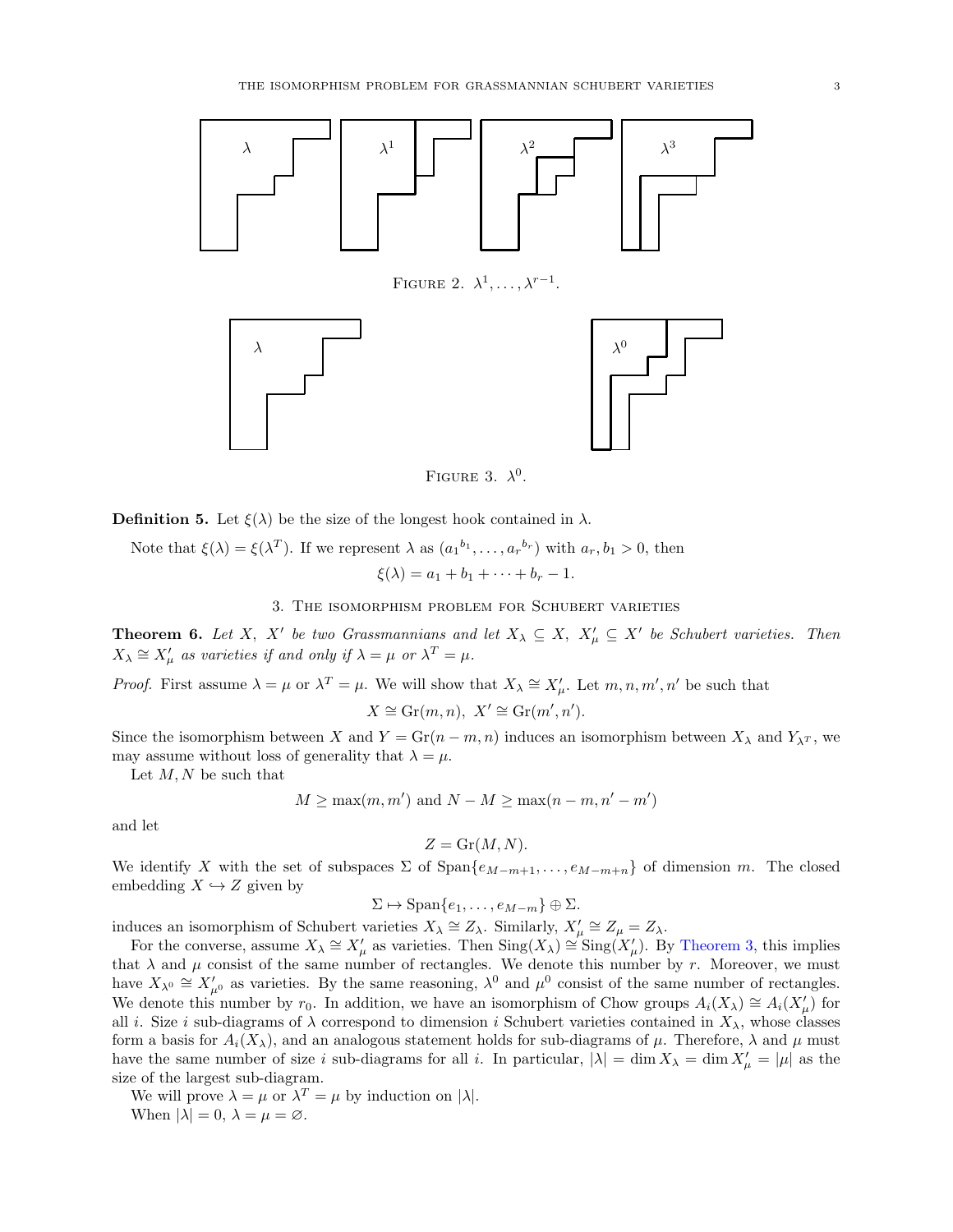FIGURE 2. $\lambda^1, \ldots, \lambda^{r-1}$.

FIGURE 3. $\lambda^0$.

**Definition 5.** Let $\xi(\lambda)$ be the size of the longest hook contained in $\lambda$.

Note that $\xi(\lambda) = \xi(\lambda^T)$. If we represent $\lambda$ as $({a_1}^{b_1}, \ldots, {a_r}^{b_r})$ with $a_r, b_1 > 0$, then

$$\xi(\lambda) = a_1 + b_1 + \cdots + b_r - 1.$$

## 3. The isomorphism problem for Schubert varieties

**Theorem 6.** *Let $X$, $X'$ be two Grassmannians and let $X_\lambda \subseteq X$, $X'_\mu \subseteq X'$ be Schubert varieties. Then $X_\lambda \cong X'_\mu$ as varieties if and only if $\lambda = \mu$ or $\lambda^T = \mu$.*

*Proof.* First assume $\lambda = \mu$ or $\lambda^T = \mu$. We will show that $X_\lambda \cong X'_\mu$. Let $m, n, m', n'$ be such that

$$X \cong \mathrm{Gr}(m, n),\ X' \cong \mathrm{Gr}(m', n').$$

Since the isomorphism between $X$ and $Y = \mathrm{Gr}(n-m, n)$ induces an isomorphism between $X_\lambda$ and $Y_{\lambda^T}$, we may assume without loss of generality that $\lambda = \mu$.

Let $M, N$ be such that

$$M \geq \max(m, m') \text{ and } N - M \geq \max(n-m, n'-m')$$

and let

$$Z = \mathrm{Gr}(M, N).$$

We identify $X$ with the set of subspaces $\Sigma$ of $\mathrm{Span}\{e_{M-m+1}, \ldots, e_{M-m+n}\}$ of dimension $m$. The closed embedding $X \hookrightarrow Z$ given by

$$\Sigma \mapsto \mathrm{Span}\{e_1, \ldots, e_{M-m}\} \oplus \Sigma.$$

induces an isomorphism of Schubert varieties $X_\lambda \cong Z_\lambda$. Similarly, $X'_\mu \cong Z_\mu = Z_\lambda$.

For the converse, assume $X_\lambda \cong X'_\mu$ as varieties. Then $\mathrm{Sing}(X_\lambda) \cong \mathrm{Sing}(X'_\mu)$. By Theorem 3, this implies that $\lambda$ and $\mu$ consist of the same number of rectangles. We denote this number by $r$. Moreover, we must have $X_{\lambda^0} \cong X'_{\mu^0}$ as varieties. By the same reasoning, $\lambda^0$ and $\mu^0$ consist of the same number of rectangles. We denote this number by $r_0$. In addition, we have an isomorphism of Chow groups $A_i(X_\lambda) \cong A_i(X'_\mu)$ for all $i$. Size $i$ sub-diagrams of $\lambda$ correspond to dimension $i$ Schubert varieties contained in $X_\lambda$, whose classes form a basis for $A_i(X_\lambda)$, and an analogous statement holds for sub-diagrams of $\mu$. Therefore, $\lambda$ and $\mu$ must have the same number of size $i$ sub-diagrams for all $i$. In particular, $|\lambda| = \dim X_\lambda = \dim X'_\mu = |\mu|$ as the size of the largest sub-diagram.

We will prove $\lambda = \mu$ or $\lambda^T = \mu$ by induction on $|\lambda|$.

When $|\lambda| = 0$, $\lambda = \mu = \varnothing$.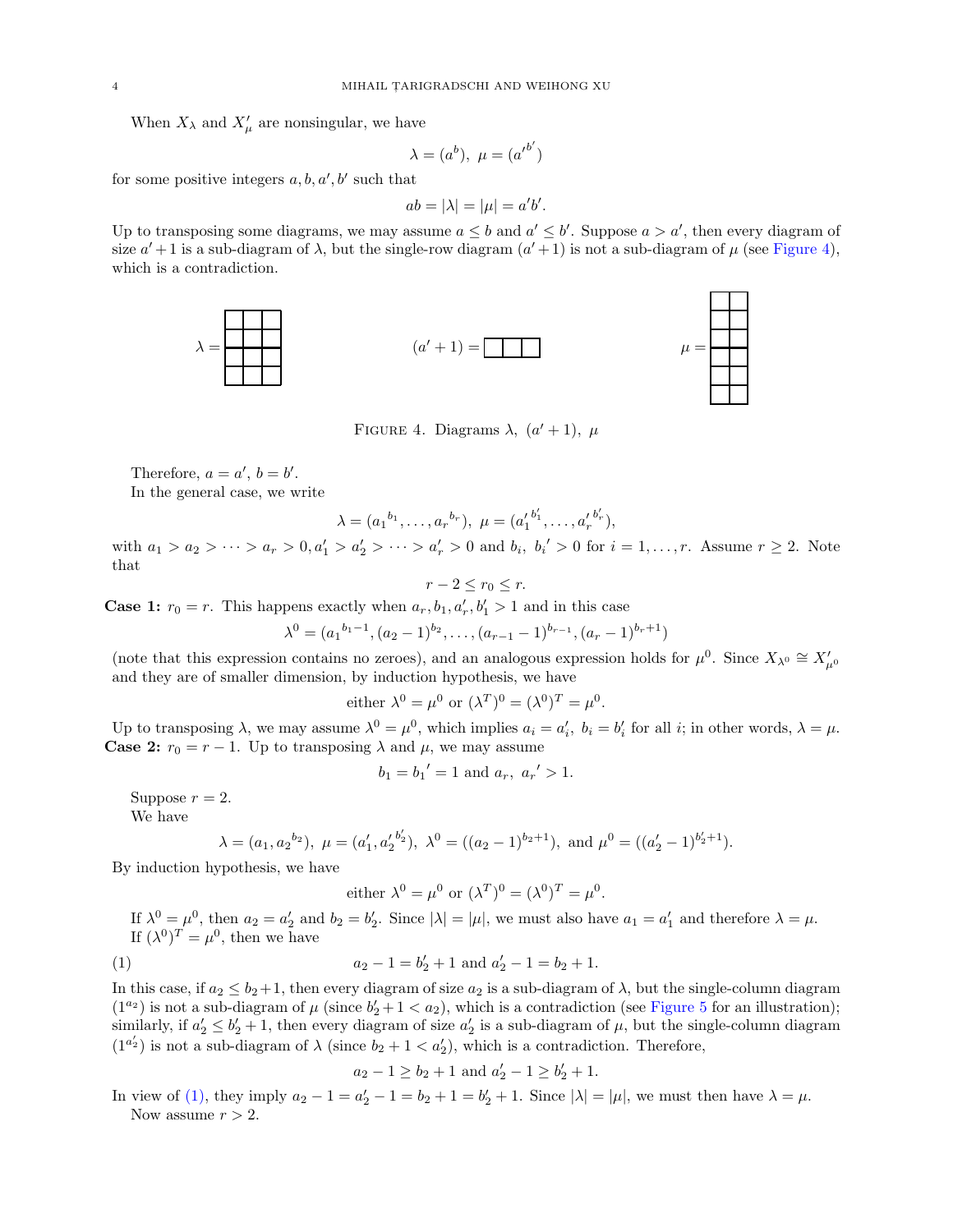When $X_\lambda$ and $X'_\mu$ are nonsingular, we have

$$\lambda = (a^b),\ \mu = ({a'}^{b'})$$

for some positive integers $a, b, a', b'$ such that

$$ab = |\lambda| = |\mu| = a'b'.$$

Up to transposing some diagrams, we may assume $a \le b$ and $a' \le b'$. Suppose $a > a'$, then every diagram of size $a'+1$ is a sub-diagram of $\lambda$, but the single-row diagram $(a'+1)$ is not a sub-diagram of $\mu$ (see Figure 4), which is a contradiction.

$\lambda =$ $\quad\quad$ $(a'+1) =$ $\quad\quad$ $\mu =$

Figure 4. Diagrams $\lambda,\ (a'+1),\ \mu$

Therefore, $a = a'$, $b = b'$.

In the general case, we write

$$\lambda = ({a_1}^{b_1}, \dots, {a_r}^{b_r}),\ \mu = ({a'_1}^{b'_1}, \dots, {a'_r}^{b'_r}),$$

with $a_1 > a_2 > \cdots > a_r > 0, a'_1 > a'_2 > \cdots > a'_r > 0$ and $b_i,\ {b_i}' > 0$ for $i = 1, \dots, r$. Assume $r \ge 2$. Note that

$$r - 2 \le r_0 \le r.$$

**Case 1:** $r_0 = r$. This happens exactly when $a_r, b_1, a'_r, b'_1 > 1$ and in this case

$$\lambda^0 = ({a_1}^{b_1 - 1}, (a_2 - 1)^{b_2}, \dots, (a_{r-1} - 1)^{b_{r-1}}, (a_r - 1)^{b_r + 1})$$

(note that this expression contains no zeroes), and an analogous expression holds for $\mu^0$. Since $X_{\lambda^0} \cong X'_{\mu^0}$ and they are of smaller dimension, by induction hypothesis, we have

$$\text{either } \lambda^0 = \mu^0 \text{ or } (\lambda^T)^0 = (\lambda^0)^T = \mu^0.$$

Up to transposing $\lambda$, we may assume $\lambda^0 = \mu^0$, which implies $a_i = a'_i,\ b_i = b'_i$ for all $i$; in other words, $\lambda = \mu$.

**Case 2:** $r_0 = r - 1$. Up to transposing $\lambda$ and $\mu$, we may assume

$$b_1 = {b_1}' = 1 \text{ and } a_r,\ {a_r}' > 1.$$

Suppose $r = 2$.

We have

$$\lambda = (a_1, {a_2}^{b_2}),\ \mu = (a'_1, {a'_2}^{b'_2}),\ \lambda^0 = ((a_2 - 1)^{b_2 + 1}), \text{ and } \mu^0 = ((a'_2 - 1)^{b'_2 + 1}).$$

By induction hypothesis, we have

$$\text{either } \lambda^0 = \mu^0 \text{ or } (\lambda^T)^0 = (\lambda^0)^T = \mu^0.$$

If $\lambda^0 = \mu^0$, then $a_2 = a'_2$ and $b_2 = b'_2$. Since $|\lambda| = |\mu|$, we must also have $a_1 = a'_1$ and therefore $\lambda = \mu$.

If $(\lambda^0)^T = \mu^0$, then we have

$$a_2 - 1 = b'_2 + 1 \text{ and } a'_2 - 1 = b_2 + 1. \tag{1}$$

In this case, if $a_2 \le b_2 + 1$, then every diagram of size $a_2$ is a sub-diagram of $\lambda$, but the single-column diagram $(1^{a_2})$ is not a sub-diagram of $\mu$ (since $b'_2 + 1 < a_2$), which is a contradiction (see Figure 5 for an illustration); similarly, if $a'_2 \le b'_2 + 1$, then every diagram of size $a'_2$ is a sub-diagram of $\mu$, but the single-column diagram $(1^{a'_2})$ is not a sub-diagram of $\lambda$ (since $b_2 + 1 < a'_2$), which is a contradiction. Therefore,

$$a_2 - 1 \ge b_2 + 1 \text{ and } a'_2 - 1 \ge b'_2 + 1.$$

In view of (1), they imply $a_2 - 1 = a'_2 - 1 = b_2 + 1 = b'_2 + 1$. Since $|\lambda| = |\mu|$, we must then have $\lambda = \mu$.

Now assume $r > 2$.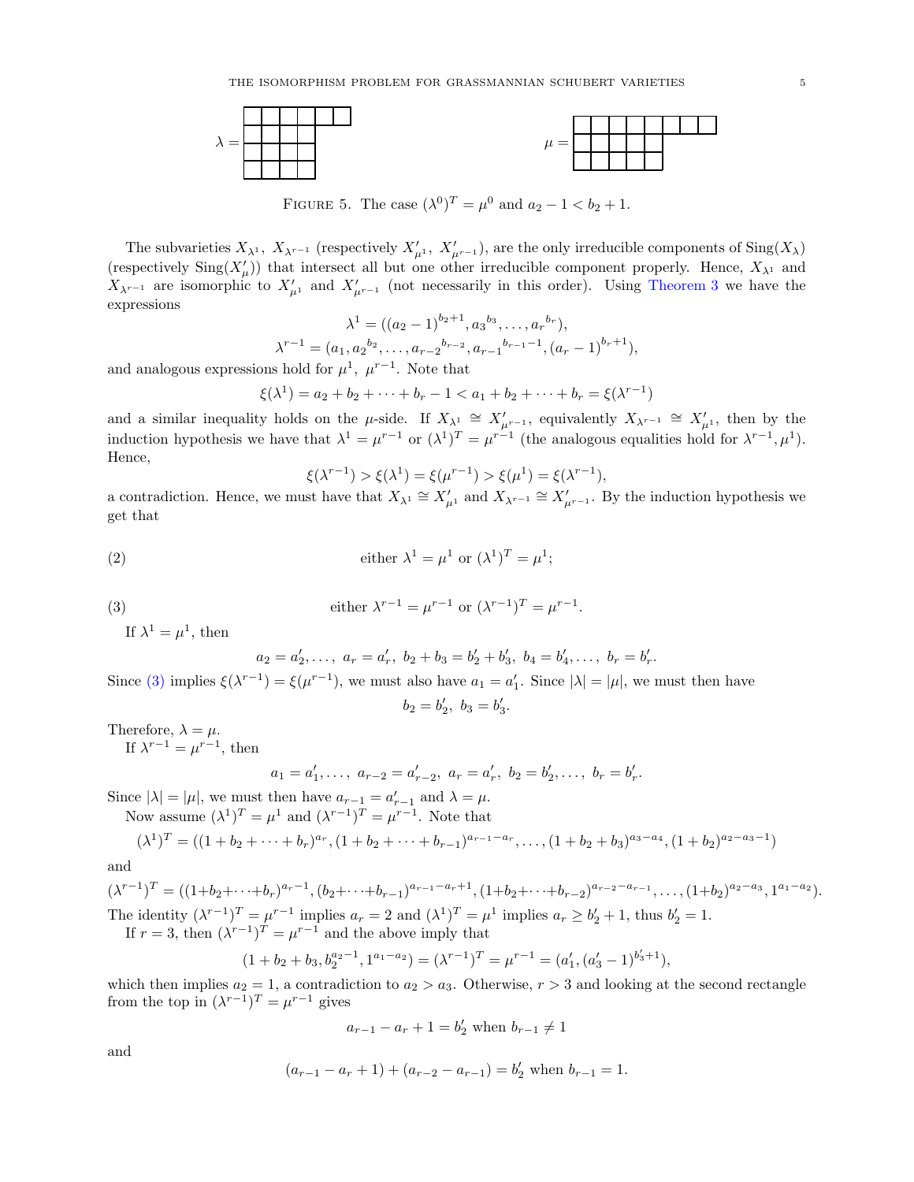$$\lambda = \text{(Young diagram)} \qquad \mu = \text{(Young diagram)}$$

FIGURE 5. The case $(\lambda^0)^T = \mu^0$ and $a_2 - 1 < b_2 + 1$.

The subvarieties $X_{\lambda^1}$, $X_{\lambda^{r-1}}$ (respectively $X'_{\mu^1}$, $X'_{\mu^{r-1}}$), are the only irreducible components of $\mathrm{Sing}(X_\lambda)$ (respectively $\mathrm{Sing}(X'_\mu)$) that intersect all but one other irreducible component properly. Hence, $X_{\lambda^1}$ and $X_{\lambda^{r-1}}$ are isomorphic to $X'_{\mu^1}$ and $X'_{\mu^{r-1}}$ (not necessarily in this order). Using Theorem 3 we have the expressions

$$\lambda^1 = ((a_2-1)^{b_2+1}, {a_3}^{b_3}, \ldots, {a_r}^{b_r}),$$
$$\lambda^{r-1} = (a_1, {a_2}^{b_2}, \ldots, {a_{r-2}}^{b_{r-2}}, {a_{r-1}}^{b_{r-1}-1}, (a_r-1)^{b_r+1}),$$

and analogous expressions hold for $\mu^1$, $\mu^{r-1}$. Note that

$$\xi(\lambda^1) = a_2 + b_2 + \cdots + b_r - 1 < a_1 + b_2 + \cdots + b_r = \xi(\lambda^{r-1})$$

and a similar inequality holds on the $\mu$-side. If $X_{\lambda^1} \cong X'_{\mu^{r-1}}$, equivalently $X_{\lambda^{r-1}} \cong X'_{\mu^1}$, then by the induction hypothesis we have that $\lambda^1 = \mu^{r-1}$ or $(\lambda^1)^T = \mu^{r-1}$ (the analogous equalities hold for $\lambda^{r-1}, \mu^1$). Hence,

$$\xi(\lambda^{r-1}) > \xi(\lambda^1) = \xi(\mu^{r-1}) > \xi(\mu^1) = \xi(\lambda^{r-1}),$$

a contradiction. Hence, we must have that $X_{\lambda^1} \cong X'_{\mu^1}$ and $X_{\lambda^{r-1}} \cong X'_{\mu^{r-1}}$. By the induction hypothesis we get that

$$\text{either } \lambda^1 = \mu^1 \text{ or } (\lambda^1)^T = \mu^1; \tag{2}$$

$$\text{either } \lambda^{r-1} = \mu^{r-1} \text{ or } (\lambda^{r-1})^T = \mu^{r-1}. \tag{3}$$

If $\lambda^1 = \mu^1$, then

$$a_2 = a'_2, \ldots,\ a_r = a'_r,\ b_2 + b_3 = b'_2 + b'_3,\ b_4 = b'_4, \ldots,\ b_r = b'_r.$$

Since (3) implies $\xi(\lambda^{r-1}) = \xi(\mu^{r-1})$, we must also have $a_1 = a'_1$. Since $|\lambda| = |\mu|$, we must then have

$$b_2 = b'_2,\ b_3 = b'_3.$$

Therefore, $\lambda = \mu$.

If $\lambda^{r-1} = \mu^{r-1}$, then

$$a_1 = a'_1, \ldots,\ a_{r-2} = a'_{r-2},\ a_r = a'_r,\ b_2 = b'_2, \ldots,\ b_r = b'_r.$$

Since $|\lambda| = |\mu|$, we must then have $a_{r-1} = a'_{r-1}$ and $\lambda = \mu$.

Now assume $(\lambda^1)^T = \mu^1$ and $(\lambda^{r-1})^T = \mu^{r-1}$. Note that

$$(\lambda^1)^T = ((1 + b_2 + \cdots + b_r)^{a_r}, (1 + b_2 + \cdots + b_{r-1})^{a_{r-1}-a_r}, \ldots, (1 + b_2 + b_3)^{a_3-a_4}, (1+b_2)^{a_2-a_3-1})$$

and

$$(\lambda^{r-1})^T = ((1+b_2+\cdots+b_r)^{a_r-1}, (b_2+\cdots+b_{r-1})^{a_{r-1}-a_r+1}, (1+b_2+\cdots+b_{r-2})^{a_{r-2}-a_{r-1}}, \ldots, (1+b_2)^{a_2-a_3}, 1^{a_1-a_2}).$$

The identity $(\lambda^{r-1})^T = \mu^{r-1}$ implies $a_r = 2$ and $(\lambda^1)^T = \mu^1$ implies $a_r \geq b'_2 + 1$, thus $b'_2 = 1$.

If $r = 3$, then $(\lambda^{r-1})^T = \mu^{r-1}$ and the above imply that

$$(1 + b_2 + b_3, b_2^{a_2-1}, 1^{a_1-a_2}) = (\lambda^{r-1})^T = \mu^{r-1} = (a'_1, (a'_3-1)^{b'_3+1}),$$

which then implies $a_2 = 1$, a contradiction to $a_2 > a_3$. Otherwise, $r > 3$ and looking at the second rectangle from the top in $(\lambda^{r-1})^T = \mu^{r-1}$ gives

$$a_{r-1} - a_r + 1 = b'_2 \text{ when } b_{r-1} \neq 1$$

and

$$(a_{r-1} - a_r + 1) + (a_{r-2} - a_{r-1}) = b'_2 \text{ when } b_{r-1} = 1.$$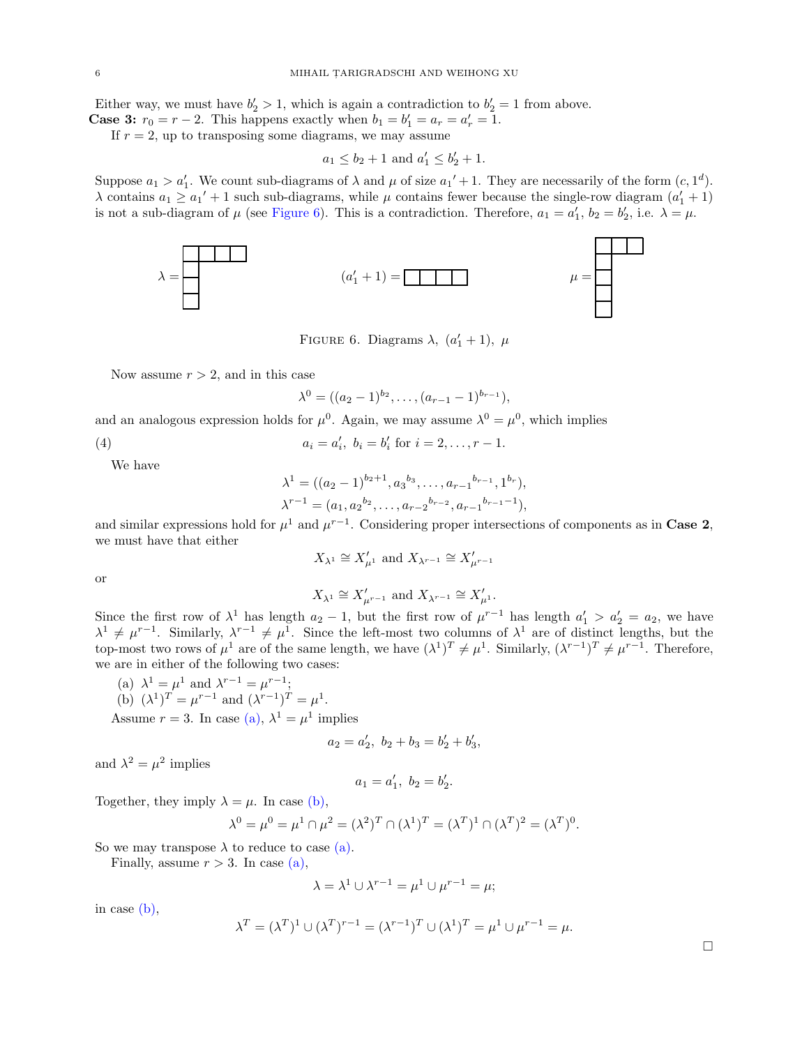Either way, we must have $b_2' > 1$, which is again a contradiction to $b_2' = 1$ from above.

**Case 3:** $r_0 = r - 2$. This happens exactly when $b_1 = b_1' = a_r = a_r' = 1$.

If $r = 2$, up to transposing some diagrams, we may assume

$$a_1 \leq b_2 + 1 \text{ and } a_1' \leq b_2' + 1.$$

Suppose $a_1 > a_1'$. We count sub-diagrams of $\lambda$ and $\mu$ of size ${a_1}' + 1$. They are necessarily of the form $(c, 1^d)$. $\lambda$ contains $a_1 \geq {a_1}' + 1$ such sub-diagrams, while $\mu$ contains fewer because the single-row diagram $(a_1' + 1)$ is not a sub-diagram of $\mu$ (see Figure 6). This is a contradiction. Therefore, $a_1 = a_1'$, $b_2 = b_2'$, i.e. $\lambda = \mu$.

FIGURE 6. Diagrams $\lambda$, $(a_1' + 1)$, $\mu$

Now assume $r > 2$, and in this case

$$\lambda^0 = ((a_2 - 1)^{b_2}, \ldots, (a_{r-1} - 1)^{b_{r-1}}),$$

and an analogous expression holds for $\mu^0$. Again, we may assume $\lambda^0 = \mu^0$, which implies

$$a_i = a_i', \; b_i = b_i' \text{ for } i = 2, \ldots, r-1. \tag{4}$$

We have

$$\lambda^1 = ((a_2 - 1)^{b_2+1}, {a_3}^{b_3}, \ldots, {a_{r-1}}^{b_{r-1}}, 1^{b_r}),$$
$$\lambda^{r-1} = (a_1, {a_2}^{b_2}, \ldots, {a_{r-2}}^{b_{r-2}}, {a_{r-1}}^{b_{r-1}-1}),$$

and similar expressions hold for $\mu^1$ and $\mu^{r-1}$. Considering proper intersections of components as in **Case 2**, we must have that either

$$X_{\lambda^1} \cong X'_{\mu^1} \text{ and } X_{\lambda^{r-1}} \cong X'_{\mu^{r-1}}$$

or

$$X_{\lambda^1} \cong X'_{\mu^{r-1}} \text{ and } X_{\lambda^{r-1}} \cong X'_{\mu^1}.$$

Since the first row of $\lambda^1$ has length $a_2 - 1$, but the first row of $\mu^{r-1}$ has length $a_1' > a_2' = a_2$, we have $\lambda^1 \neq \mu^{r-1}$. Similarly, $\lambda^{r-1} \neq \mu^1$. Since the left-most two columns of $\lambda^1$ are of distinct lengths, but the top-most two rows of $\mu^1$ are of the same length, we have $(\lambda^1)^T \neq \mu^1$. Similarly, $(\lambda^{r-1})^T \neq \mu^{r-1}$. Therefore, we are in either of the following two cases:

(a) $\lambda^1 = \mu^1$ and $\lambda^{r-1} = \mu^{r-1}$;

(b) $(\lambda^1)^T = \mu^{r-1}$ and $(\lambda^{r-1})^T = \mu^1$.

Assume $r = 3$. In case (a), $\lambda^1 = \mu^1$ implies

$$a_2 = a_2', \; b_2 + b_3 = b_2' + b_3',$$

and $\lambda^2 = \mu^2$ implies

$$a_1 = a_1', \; b_2 = b_2'.$$

Together, they imply $\lambda = \mu$. In case (b),

$$\lambda^0 = \mu^0 = \mu^1 \cap \mu^2 = (\lambda^2)^T \cap (\lambda^1)^T = (\lambda^T)^1 \cap (\lambda^T)^2 = (\lambda^T)^0.$$

So we may transpose $\lambda$ to reduce to case (a).

Finally, assume $r > 3$. In case (a),

$$\lambda = \lambda^1 \cup \lambda^{r-1} = \mu^1 \cup \mu^{r-1} = \mu;$$

in case (b),

$$\lambda^T = (\lambda^T)^1 \cup (\lambda^T)^{r-1} = (\lambda^{r-1})^T \cup (\lambda^1)^T = \mu^1 \cup \mu^{r-1} = \mu.$$

□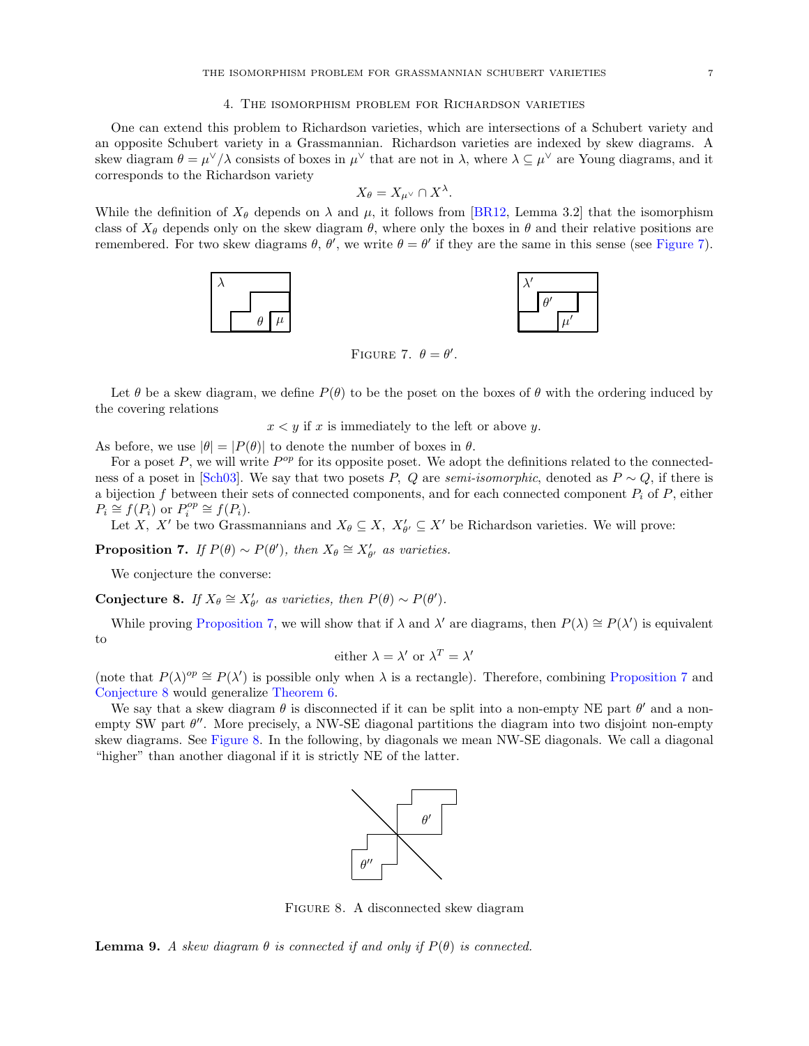## 4. The isomorphism problem for Richardson varieties

One can extend this problem to Richardson varieties, which are intersections of a Schubert variety and an opposite Schubert variety in a Grassmannian. Richardson varieties are indexed by skew diagrams. A skew diagram $\theta = \mu^\vee/\lambda$ consists of boxes in $\mu^\vee$ that are not in $\lambda$, where $\lambda \subseteq \mu^\vee$ are Young diagrams, and it corresponds to the Richardson variety

$$X_\theta = X_{\mu^\vee} \cap X^\lambda.$$

While the definition of $X_\theta$ depends on $\lambda$ and $\mu$, it follows from [BR12, Lemma 3.2] that the isomorphism class of $X_\theta$ depends only on the skew diagram $\theta$, where only the boxes in $\theta$ and their relative positions are remembered. For two skew diagrams $\theta$, $\theta'$, we write $\theta = \theta'$ if they are the same in this sense (see Figure 7).

Figure 7. $\theta = \theta'$.

Let $\theta$ be a skew diagram, we define $P(\theta)$ to be the poset on the boxes of $\theta$ with the ordering induced by the covering relations

$$x < y \text{ if } x \text{ is immediately to the left or above } y.$$

As before, we use $|\theta| = |P(\theta)|$ to denote the number of boxes in $\theta$.

For a poset $P$, we will write $P^{op}$ for its opposite poset. We adopt the definitions related to the connectedness of a poset in [Sch03]. We say that two posets $P$, $Q$ are *semi-isomorphic*, denoted as $P \sim Q$, if there is a bijection $f$ between their sets of connected components, and for each connected component $P_i$ of $P$, either $P_i \cong f(P_i)$ or $P_i^{op} \cong f(P_i)$.

Let $X$, $X'$ be two Grassmannians and $X_\theta \subseteq X$, $X'_{\theta'} \subseteq X'$ be Richardson varieties. We will prove:

**Proposition 7.** *If $P(\theta) \sim P(\theta')$, then $X_\theta \cong X'_{\theta'}$ as varieties.*

We conjecture the converse:

**Conjecture 8.** *If $X_\theta \cong X'_{\theta'}$ as varieties, then $P(\theta) \sim P(\theta')$.*

While proving Proposition 7, we will show that if $\lambda$ and $\lambda'$ are diagrams, then $P(\lambda) \cong P(\lambda')$ is equivalent to

$$\text{either } \lambda = \lambda' \text{ or } \lambda^T = \lambda'$$

(note that $P(\lambda)^{op} \cong P(\lambda')$ is possible only when $\lambda$ is a rectangle). Therefore, combining Proposition 7 and Conjecture 8 would generalize Theorem 6.

We say that a skew diagram $\theta$ is disconnected if it can be split into a non-empty NE part $\theta'$ and a non-empty SW part $\theta''$. More precisely, a NW-SE diagonal partitions the diagram into two disjoint non-empty skew diagrams. See Figure 8. In the following, by diagonals we mean NW-SE diagonals. We call a diagonal "higher" than another diagonal if it is strictly NE of the latter.

Figure 8. A disconnected skew diagram

**Lemma 9.** *A skew diagram $\theta$ is connected if and only if $P(\theta)$ is connected.*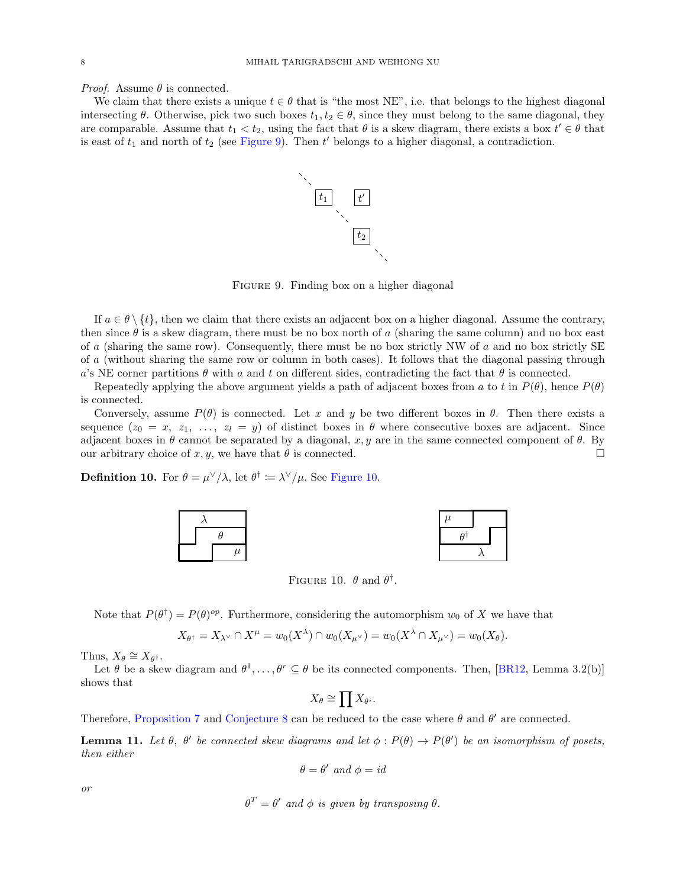*Proof.* Assume $\theta$ is connected.

We claim that there exists a unique $t \in \theta$ that is "the most NE", i.e. that belongs to the highest diagonal intersecting $\theta$. Otherwise, pick two such boxes $t_1, t_2 \in \theta$, since they must belong to the same diagonal, they are comparable. Assume that $t_1 < t_2$, using the fact that $\theta$ is a skew diagram, there exists a box $t' \in \theta$ that is east of $t_1$ and north of $t_2$ (see Figure 9). Then $t'$ belongs to a higher diagonal, a contradiction.

Figure 9. Finding box on a higher diagonal

If $a \in \theta \setminus \{t\}$, then we claim that there exists an adjacent box on a higher diagonal. Assume the contrary, then since $\theta$ is a skew diagram, there must be no box north of $a$ (sharing the same column) and no box east of $a$ (sharing the same row). Consequently, there must be no box strictly NW of $a$ and no box strictly SE of $a$ (without sharing the same row or column in both cases). It follows that the diagonal passing through $a$'s NE corner partitions $\theta$ with $a$ and $t$ on different sides, contradicting the fact that $\theta$ is connected.

Repeatedly applying the above argument yields a path of adjacent boxes from $a$ to $t$ in $P(\theta)$, hence $P(\theta)$ is connected.

Conversely, assume $P(\theta)$ is connected. Let $x$ and $y$ be two different boxes in $\theta$. Then there exists a sequence $(z_0 = x,\ z_1,\ \ldots,\ z_l = y)$ of distinct boxes in $\theta$ where consecutive boxes are adjacent. Since adjacent boxes in $\theta$ cannot be separated by a diagonal, $x, y$ are in the same connected component of $\theta$. By our arbitrary choice of $x, y$, we have that $\theta$ is connected. $\square$

**Definition 10.** For $\theta = \mu^\vee/\lambda$, let $\theta^\dagger := \lambda^\vee/\mu$. See Figure 10.

Figure 10. $\theta$ and $\theta^\dagger$.

Note that $P(\theta^\dagger) = P(\theta)^{op}$. Furthermore, considering the automorphism $w_0$ of $X$ we have that

$$X_{\theta^\dagger} = X_{\lambda^\vee} \cap X^\mu = w_0(X^\lambda) \cap w_0(X_{\mu^\vee}) = w_0(X^\lambda \cap X_{\mu^\vee}) = w_0(X_\theta).$$

Thus, $X_\theta \cong X_{\theta^\dagger}$.

Let $\theta$ be a skew diagram and $\theta^1, \ldots, \theta^r \subseteq \theta$ be its connected components. Then, [BR12, Lemma 3.2(b)] shows that

$$X_\theta \cong \prod X_{\theta^i}.$$

Therefore, Proposition 7 and Conjecture 8 can be reduced to the case where $\theta$ and $\theta'$ are connected.

**Lemma 11.** *Let $\theta$, $\theta'$ be connected skew diagrams and let $\phi : P(\theta) \to P(\theta')$ be an isomorphism of posets, then either*

$$\theta = \theta' \text{ and } \phi = id$$

*or*

$$\theta^T = \theta' \text{ and } \phi \text{ is given by transposing } \theta.$$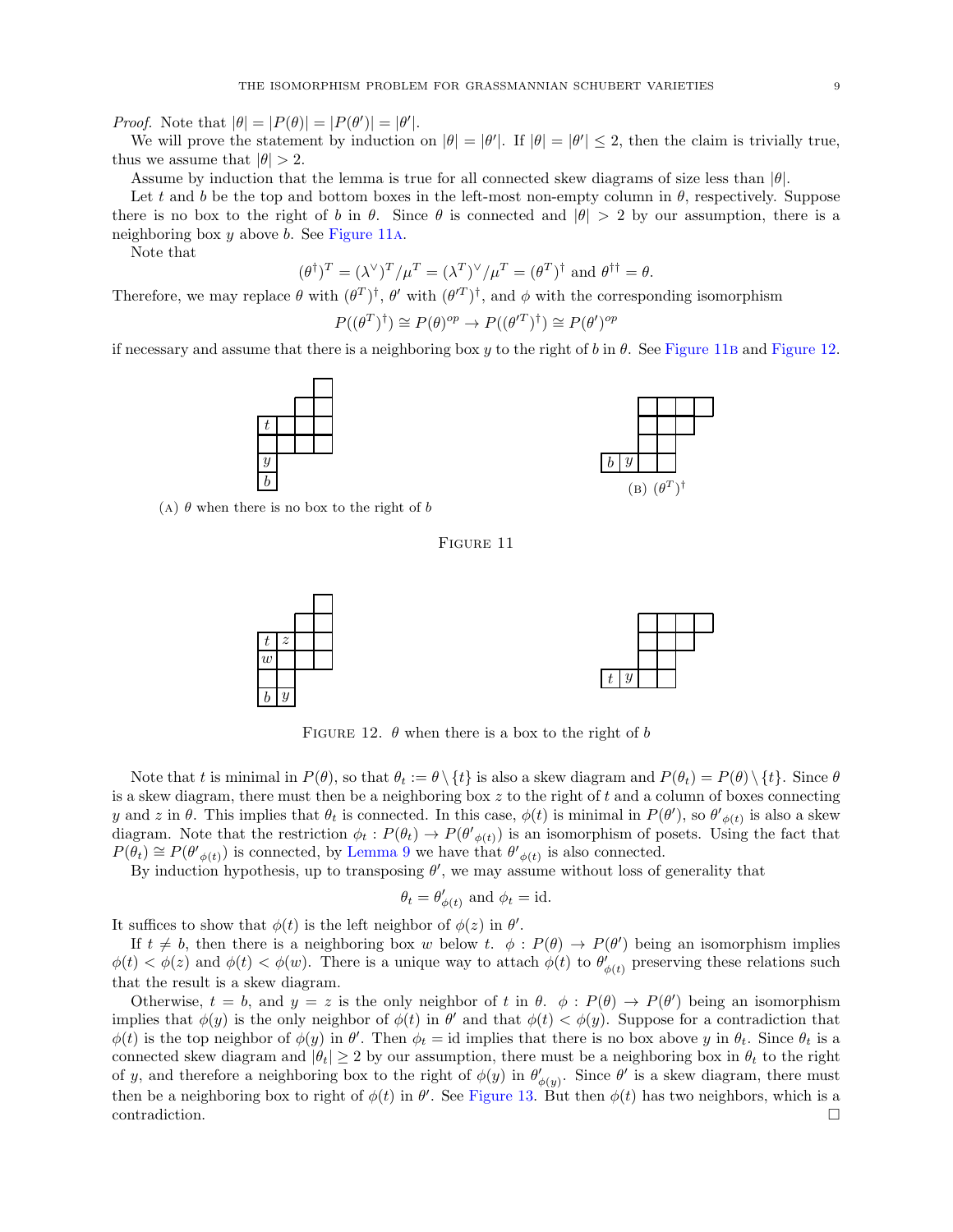*Proof.* Note that $|\theta| = |P(\theta)| = |P(\theta')| = |\theta'|$.

We will prove the statement by induction on $|\theta| = |\theta'|$. If $|\theta| = |\theta'| \leq 2$, then the claim is trivially true, thus we assume that $|\theta| > 2$.

Assume by induction that the lemma is true for all connected skew diagrams of size less than $|\theta|$.

Let $t$ and $b$ be the top and bottom boxes in the left-most non-empty column in $\theta$, respectively. Suppose there is no box to the right of $b$ in $\theta$. Since $\theta$ is connected and $|\theta| > 2$ by our assumption, there is a neighboring box $y$ above $b$. See Figure 11A.

Note that

$$(\theta^\dagger)^T = (\lambda^\vee)^T/\mu^T = (\lambda^T)^\vee/\mu^T = (\theta^T)^\dagger \text{ and } \theta^{\dagger\dagger} = \theta.$$

Therefore, we may replace $\theta$ with $(\theta^T)^\dagger$, $\theta'$ with $(\theta'^T)^\dagger$, and $\phi$ with the corresponding isomorphism

$$P((\theta^T)^\dagger) \cong P(\theta)^{op} \to P((\theta'^T)^\dagger) \cong P(\theta')^{op}$$

if necessary and assume that there is a neighboring box $y$ to the right of $b$ in $\theta$. See Figure 11B and Figure 12.

(A) $\theta$ when there is no box to the right of $b$

(B) $(\theta^T)^\dagger$

Figure 11

Figure 12. $\theta$ when there is a box to the right of $b$

Note that $t$ is minimal in $P(\theta)$, so that $\theta_t := \theta \setminus \{t\}$ is also a skew diagram and $P(\theta_t) = P(\theta) \setminus \{t\}$. Since $\theta$ is a skew diagram, there must then be a neighboring box $z$ to the right of $t$ and a column of boxes connecting $y$ and $z$ in $\theta$. This implies that $\theta_t$ is connected. In this case, $\phi(t)$ is minimal in $P(\theta')$, so ${\theta'}_{\phi(t)}$ is also a skew diagram. Note that the restriction $\phi_t : P(\theta_t) \to P({\theta'}_{\phi(t)})$ is an isomorphism of posets. Using the fact that $P(\theta_t) \cong P({\theta'}_{\phi(t)})$ is connected, by Lemma 9 we have that ${\theta'}_{\phi(t)}$ is also connected.

By induction hypothesis, up to transposing $\theta'$, we may assume without loss of generality that

$$\theta_t = \theta'_{\phi(t)} \text{ and } \phi_t = \mathrm{id}.$$

It suffices to show that $\phi(t)$ is the left neighbor of $\phi(z)$ in $\theta'$.

If $t \neq b$, then there is a neighboring box $w$ below $t$. $\phi : P(\theta) \to P(\theta')$ being an isomorphism implies $\phi(t) < \phi(z)$ and $\phi(t) < \phi(w)$. There is a unique way to attach $\phi(t)$ to $\theta'_{\phi(t)}$ preserving these relations such that the result is a skew diagram.

Otherwise, $t = b$, and $y = z$ is the only neighbor of $t$ in $\theta$. $\phi : P(\theta) \to P(\theta')$ being an isomorphism implies that $\phi(y)$ is the only neighbor of $\phi(t)$ in $\theta'$ and that $\phi(t) < \phi(y)$. Suppose for a contradiction that $\phi(t)$ is the top neighbor of $\phi(y)$ in $\theta'$. Then $\phi_t = \mathrm{id}$ implies that there is no box above $y$ in $\theta_t$. Since $\theta_t$ is a connected skew diagram and $|\theta_t| \geq 2$ by our assumption, there must be a neighboring box in $\theta_t$ to the right of $y$, and therefore a neighboring box to the right of $\phi(y)$ in ${\theta'}_{\phi(y)}$. Since $\theta'$ is a skew diagram, there must then be a neighboring box to right of $\phi(t)$ in $\theta'$. See Figure 13. But then $\phi(t)$ has two neighbors, which is a contradiction. $\square$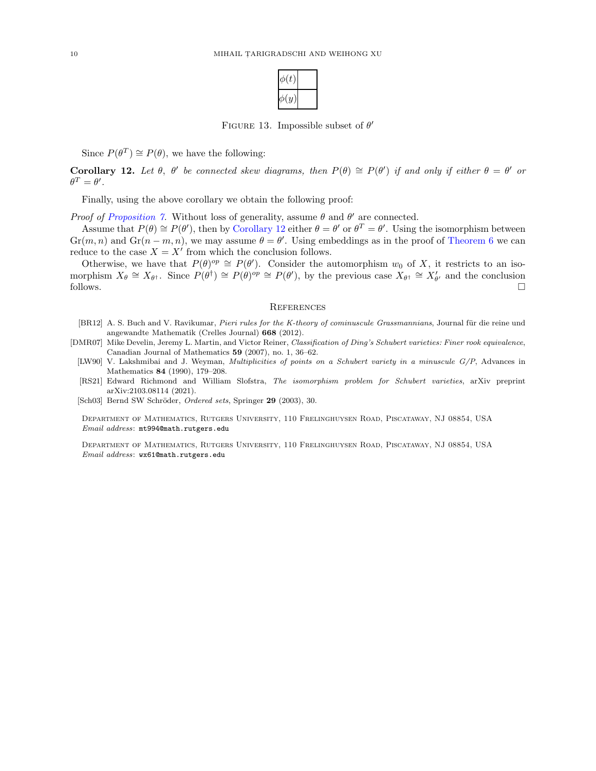| | |
|---|---|
| $\phi(t)$ | |
| $\phi(y)$ | |

Figure 13. Impossible subset of $\theta'$

Since $P(\theta^T) \cong P(\theta)$, we have the following:

**Corollary 12.** *Let $\theta$, $\theta'$ be connected skew diagrams, then $P(\theta) \cong P(\theta')$ if and only if either $\theta = \theta'$ or $\theta^T = \theta'$.*

Finally, using the above corollary we obtain the following proof:

*Proof of Proposition 7.* Without loss of generality, assume $\theta$ and $\theta'$ are connected.

Assume that $P(\theta) \cong P(\theta')$, then by Corollary 12 either $\theta = \theta'$ or $\theta^T = \theta'$. Using the isomorphism between $\mathrm{Gr}(m, n)$ and $\mathrm{Gr}(n - m, n)$, we may assume $\theta = \theta'$. Using embeddings as in the proof of Theorem 6 we can reduce to the case $X = X'$ from which the conclusion follows.

Otherwise, we have that $P(\theta)^{op} \cong P(\theta')$. Consider the automorphism $w_0$ of $X$, it restricts to an isomorphism $X_\theta \cong X_{\theta^\dagger}$. Since $P(\theta^\dagger) \cong P(\theta)^{op} \cong P(\theta')$, by the previous case $X_{\theta^\dagger} \cong X'_{\theta'}$ and the conclusion follows. □

## References

[BR12] A. S. Buch and V. Ravikumar, *Pieri rules for the K-theory of cominuscule Grassmannians*, Journal für die reine und angewandte Mathematik (Crelles Journal) **668** (2012).

[DMR07] Mike Develin, Jeremy L. Martin, and Victor Reiner, *Classification of Ding's Schubert varieties: Finer rook equivalence*, Canadian Journal of Mathematics **59** (2007), no. 1, 36–62.

[LW90] V. Lakshmibai and J. Weyman, *Multiplicities of points on a Schubert variety in a minuscule G/P*, Advances in Mathematics **84** (1990), 179–208.

[RS21] Edward Richmond and William Slofstra, *The isomorphism problem for Schubert varieties*, arXiv preprint arXiv:2103.08114 (2021).

[Sch03] Bernd SW Schröder, *Ordered sets*, Springer **29** (2003), 30.

Department of Mathematics, Rutgers University, 110 Frelinghuysen Road, Piscataway, NJ 08854, USA
*Email address*: mt994@math.rutgers.edu

Department of Mathematics, Rutgers University, 110 Frelinghuysen Road, Piscataway, NJ 08854, USA
*Email address*: wx61@math.rutgers.edu